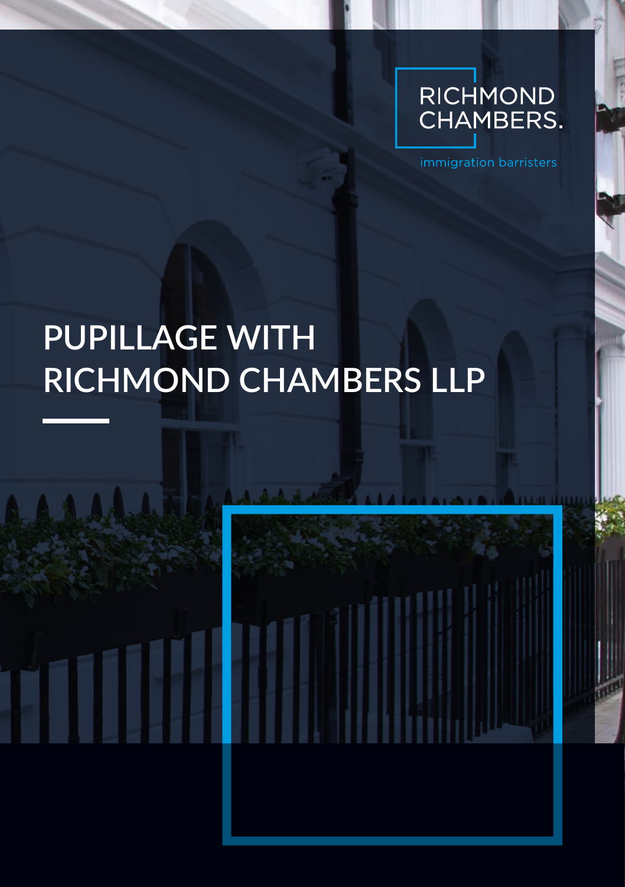RICHMOND CHAMBERS.

immigration barristers

# PUPILLAGE WITH RICHMOND CHAMBERS LLP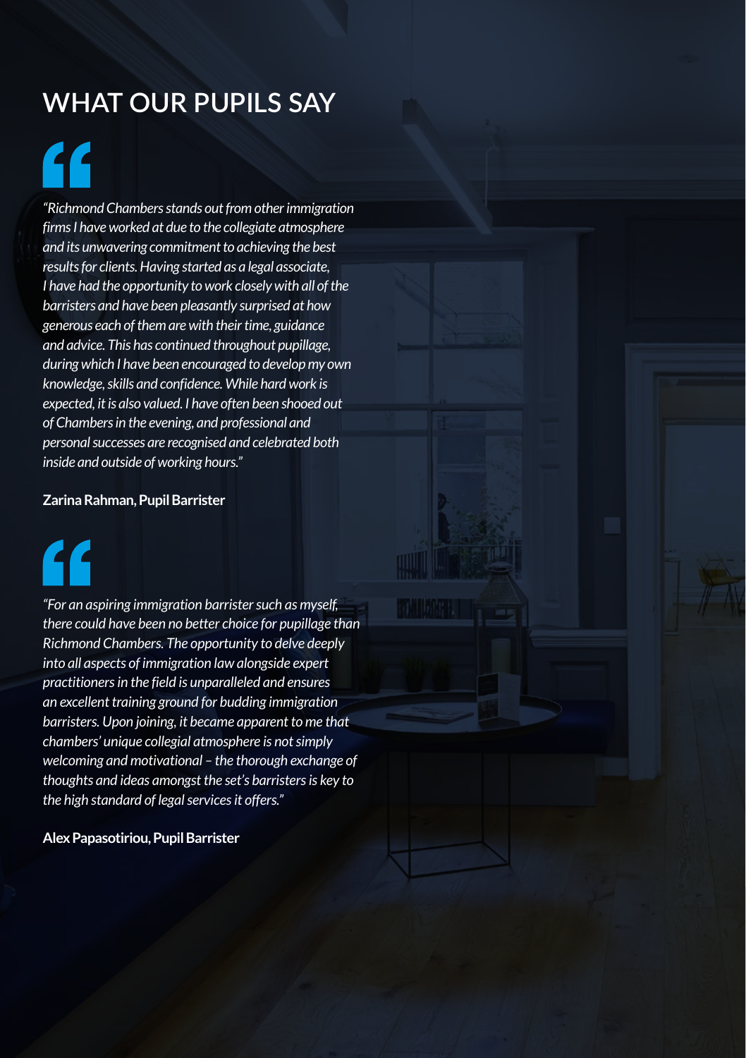# WHAT OUR PUPILS SAY

*"Richmond Chambers stands out from other immigration firms I have worked at due to the collegiate atmosphere and its unwavering commitment to achieving the best results for clients. Having started as a legal associate, I have had the opportunity to work closely with all of the barristers and have been pleasantly surprised at how generous each of them are with their time, guidance and advice. This has continued throughout pupillage, during which I have been encouraged to develop my own knowledge, skills and confidence. While hard work is expected, it is also valued. I have often been shooed out of Chambers in the evening, and professional and personal successes are recognised and celebrated both inside and outside of working hours."*

**Zarina Rahman, Pupil Barrister**

*"For an aspiring immigration barrister such as myself, there could have been no better choice for pupillage than Richmond Chambers. The opportunity to delve deeply into all aspects of immigration law alongside expert practitioners in the field is unparalleled and ensures an excellent training ground for budding immigration barristers. Upon joining, it became apparent to me that chambers' unique collegial atmosphere is not simply welcoming and motivational – the thorough exchange of thoughts and ideas amongst the set's barristers is key to the high standard of legal services it offers."*

**Alex Papasotiriou, Pupil Barrister**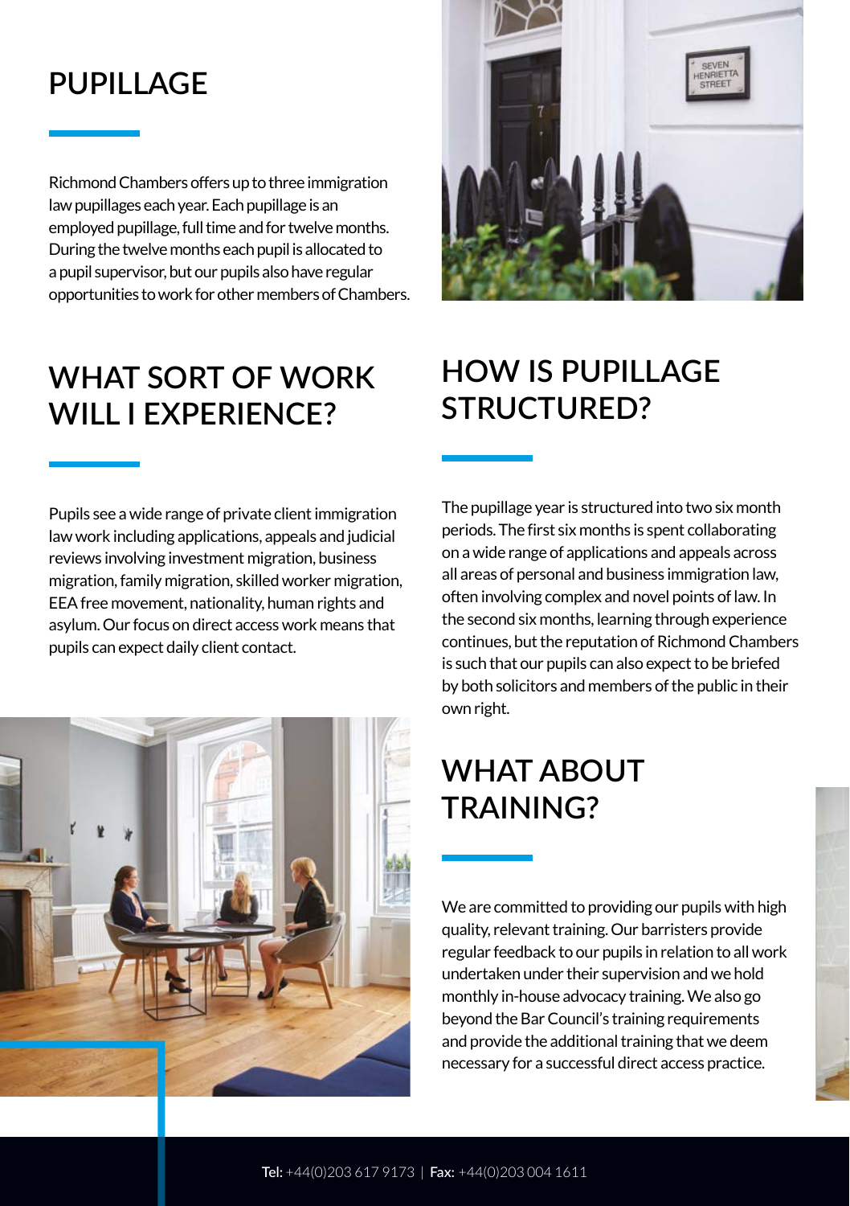# PUPILLAGE

Richmond Chambers offers up to three immigration law pupillages each year. Each pupillage is an employed pupillage, full time and for twelve months. During the twelve months each pupil is allocated to a pupil supervisor, but our pupils also have regular opportunities to work for other members of Chambers.

## WHAT SORT OF WORK WILL I EXPERIENCE?

Pupils see a wide range of private client immigration law work including applications, appeals and judicial reviews involving investment migration, business migration, family migration, skilled worker migration, EEA free movement, nationality, human rights and asylum. Our focus on direct access work means that pupils can expect daily client contact.

## HOW IS PUPILLAGE STRUCTURED?

The pupillage year is structured into two six month periods. The first six months is spent collaborating on a wide range of applications and appeals across all areas of personal and business immigration law, often involving complex and novel points of law. In the second six months, learning through experience continues, but the reputation of Richmond Chambers is such that our pupils can also expect to be briefed by both solicitors and members of the public in their own right.

## WHAT ABOUT TRAINING?

We are committed to providing our pupils with high quality, relevant training. Our barristers provide regular feedback to our pupils in relation to all work undertaken under their supervision and we hold monthly in-house advocacy training. We also go beyond the Bar Council's training requirements and provide the additional training that we deem necessary for a successful direct access practice.

**Tel:** +44(0)203 617 9173 | **Fax:** +44(0)203 004 1611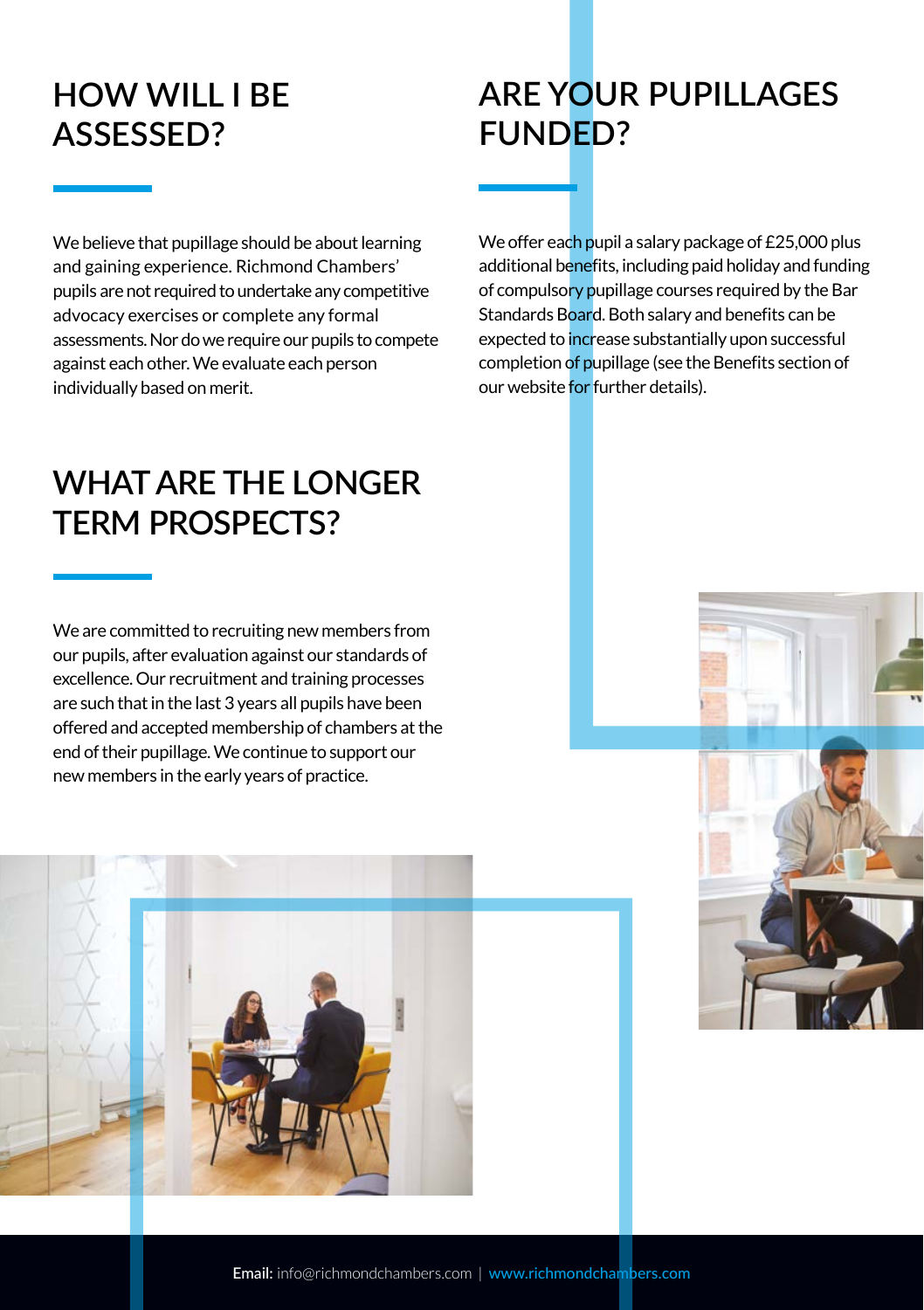## HOW WILL I BE ASSESSED?

We believe that pupillage should be about learning and gaining experience. Richmond Chambers' pupils are not required to undertake any competitive advocacy exercises or complete any formal assessments. Nor do we require our pupils to compete against each other. We evaluate each person individually based on merit.

## ARE YOUR PUPILLAGES FUNDED?

We offer each pupil a salary package of £25,000 plus additional benefits, including paid holiday and funding of compulsory pupillage courses required by the Bar Standards Board. Both salary and benefits can be expected to increase substantially upon successful completion of pupillage (see the Benefits section of our website for further details).

## WHAT ARE THE LONGER TERM PROSPECTS?

We are committed to recruiting new members from our pupils, after evaluation against our standards of excellence. Our recruitment and training processes are such that in the last 3 years all pupils have been offered and accepted membership of chambers at the end of their pupillage. We continue to support our new members in the early years of practice.

**Email:** info@richmondchambers.com | **www.richmondchambers.com**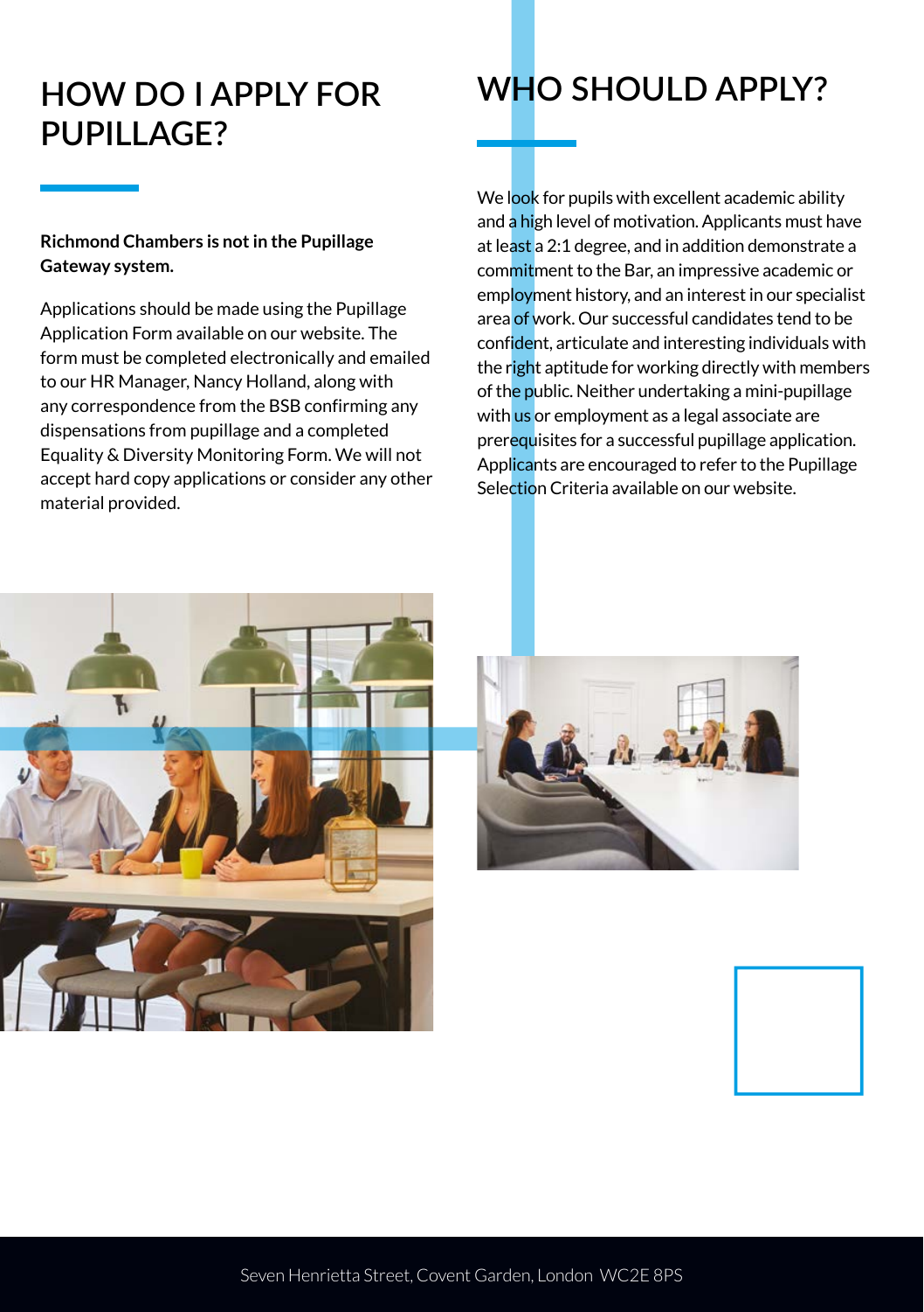# HOW DO I APPLY FOR PUPILLAGE?

**Richmond Chambers is not in the Pupillage Gateway system.**

Applications should be made using the Pupillage Application Form available on our website. The form must be completed electronically and emailed to our HR Manager, Nancy Holland, along with any correspondence from the BSB confirming any dispensations from pupillage and a completed Equality & Diversity Monitoring Form. We will not accept hard copy applications or consider any other material provided.

# WHO SHOULD APPLY?

We look for pupils with excellent academic ability and a high level of motivation. Applicants must have at least a 2:1 degree, and in addition demonstrate a commitment to the Bar, an impressive academic or employment history, and an interest in our specialist area of work. Our successful candidates tend to be confident, articulate and interesting individuals with the right aptitude for working directly with members of the public. Neither undertaking a mini-pupillage with us or employment as a legal associate are prerequisites for a successful pupillage application. Applicants are encouraged to refer to the Pupillage Selection Criteria available on our website.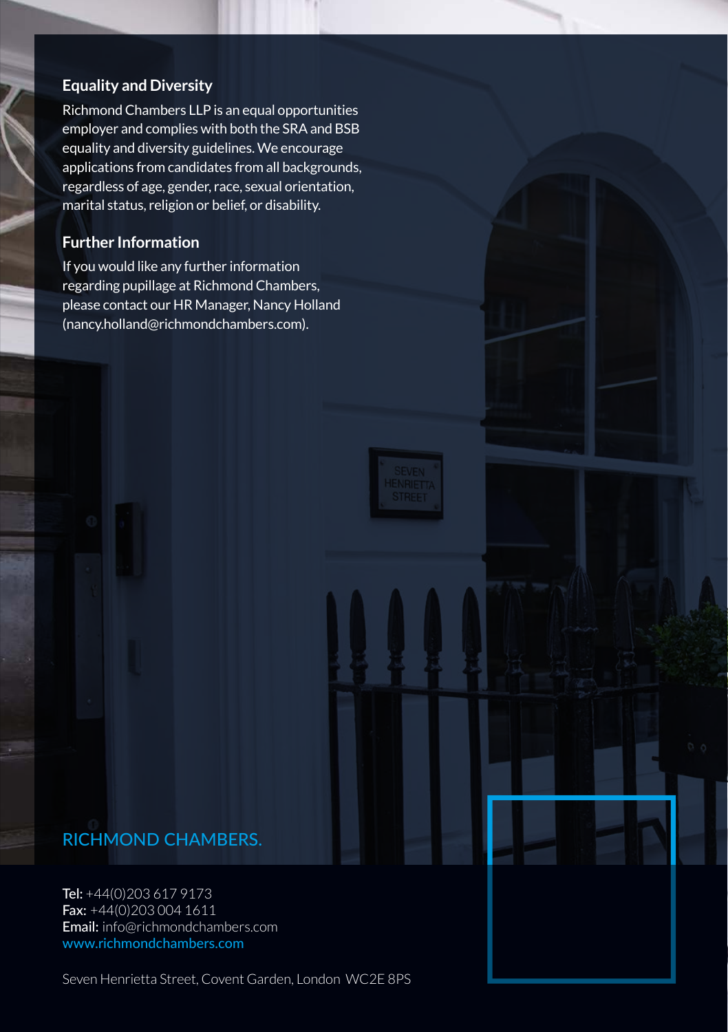## Equality and Diversity

Richmond Chambers LLP is an equal opportunities employer and complies with both the SRA and BSB equality and diversity guidelines. We encourage applications from candidates from all backgrounds, regardless of age, gender, race, sexual orientation, marital status, religion or belief, or disability.

## Further Information

If you would like any further information regarding pupillage at Richmond Chambers, please contact our HR Manager, Nancy Holland (nancy.holland@richmondchambers.com).

RICHMOND CHAMBERS.

**Tel:** +44(0)203 617 9173
**Fax:** +44(0)203 004 1611
**Email:** info@richmondchambers.com
www.richmondchambers.com

Seven Henrietta Street, Covent Garden, London WC2E 8PS